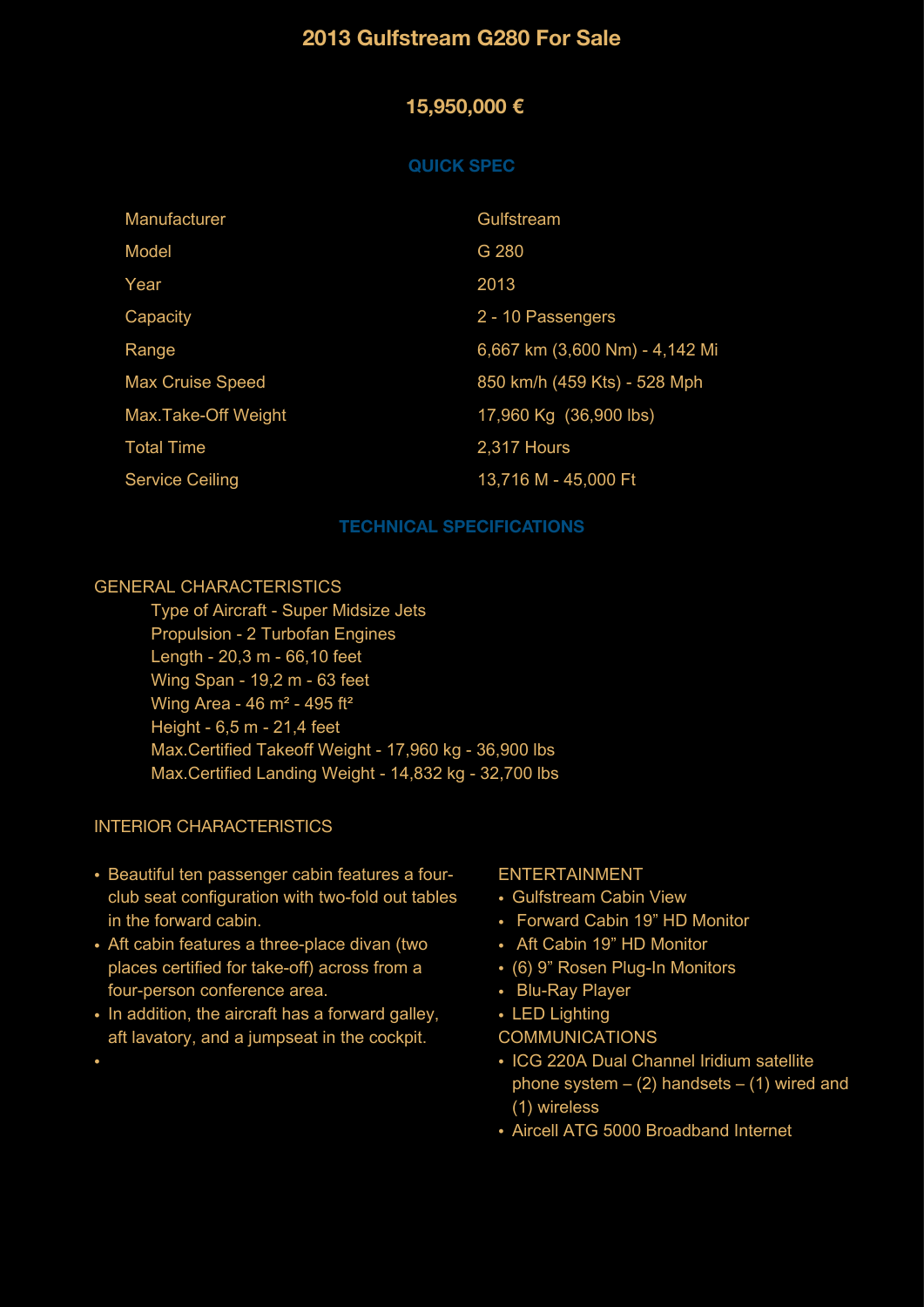# 2013 Gulfstream G280 For Sale

## 15,950,000 €

### QUICK SPEC

| | |
|---|---|
| Manufacturer | Gulfstream |
| Model | G 280 |
| Year | 2013 |
| Capacity | 2 - 10 Passengers |
| Range | 6,667 km (3,600 Nm) - 4,142 Mi |
| Max Cruise Speed | 850 km/h (459 Kts) - 528 Mph |
| Max.Take-Off Weight | 17,960 Kg (36,900 lbs) |
| Total Time | 2,317 Hours |
| Service Ceiling | 13,716 M - 45,000 Ft |

### TECHNICAL SPECIFICATIONS

GENERAL CHARACTERISTICS

- Type of Aircraft - Super Midsize Jets
- Propulsion - 2 Turbofan Engines
- Length - 20,3 m - 66,10 feet
- Wing Span - 19,2 m - 63 feet
- Wing Area - 46 m² - 495 ft²
- Height - 6,5 m - 21,4 feet
- Max.Certified Takeoff Weight - 17,960 kg - 36,900 lbs
- Max.Certified Landing Weight - 14,832 kg - 32,700 lbs

INTERIOR CHARACTERISTICS

- Beautiful ten passenger cabin features a four-club seat configuration with two-fold out tables in the forward cabin.
- Aft cabin features a three-place divan (two places certified for take-off) across from a four-person conference area.
- In addition, the aircraft has a forward galley, aft lavatory, and a jumpseat in the cockpit.

ENTERTAINMENT

- Gulfstream Cabin View
- Forward Cabin 19" HD Monitor
- Aft Cabin 19" HD Monitor
- (6) 9" Rosen Plug-In Monitors
- Blu-Ray Player
- LED Lighting

COMMUNICATIONS

- ICG 220A Dual Channel Iridium satellite phone system – (2) handsets – (1) wired and (1) wireless
- Aircell ATG 5000 Broadband Internet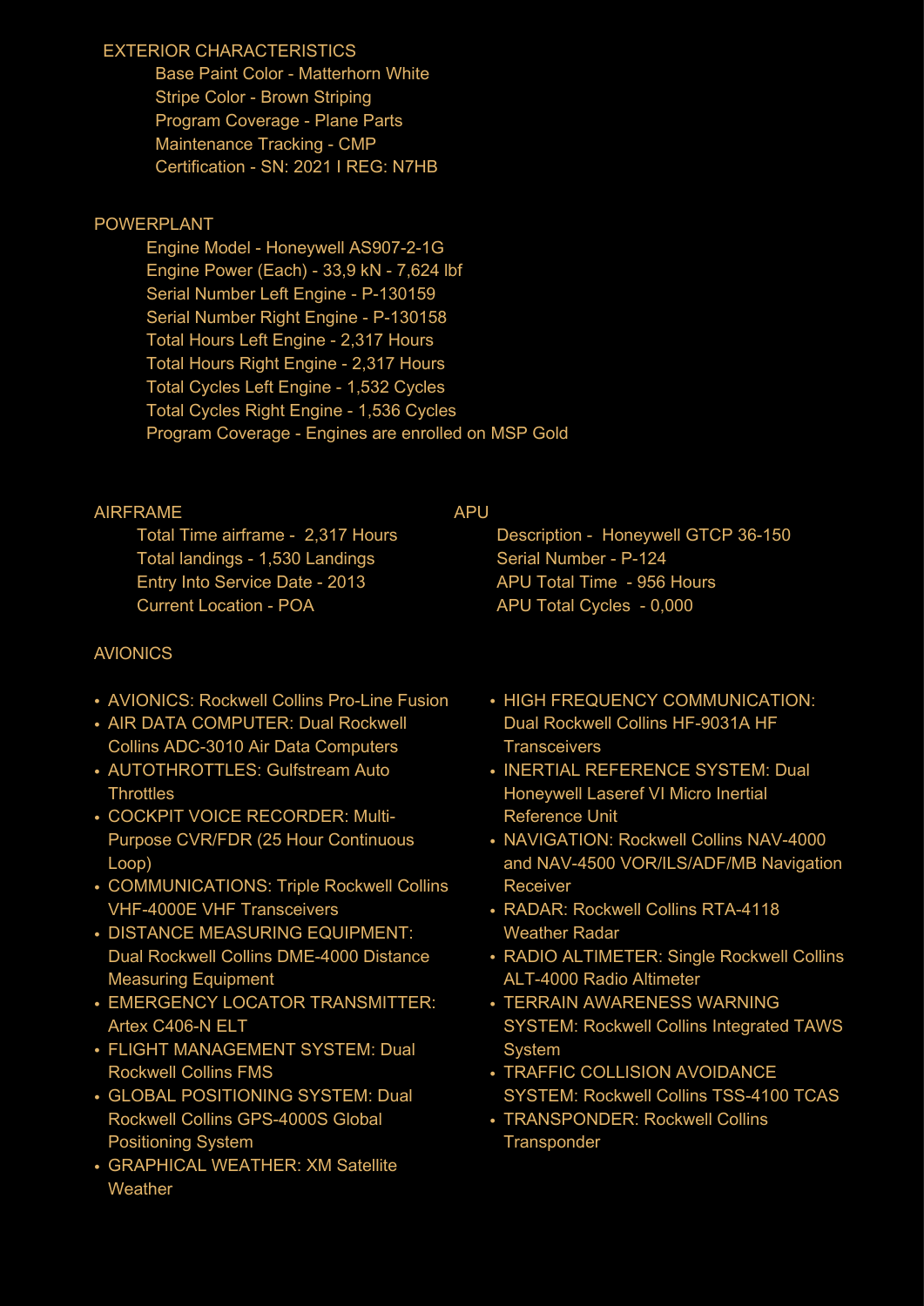## EXTERIOR CHARACTERISTICS

- Base Paint Color - Matterhorn White
- Stripe Color - Brown Striping
- Program Coverage - Plane Parts
- Maintenance Tracking - CMP
- Certification - SN: 2021 I REG: N7HB

## POWERPLANT

- Engine Model - Honeywell AS907-2-1G
- Engine Power (Each) - 33,9 kN - 7,624 lbf
- Serial Number Left Engine - P-130159
- Serial Number Right Engine - P-130158
- Total Hours Left Engine - 2,317 Hours
- Total Hours Right Engine - 2,317 Hours
- Total Cycles Left Engine - 1,532 Cycles
- Total Cycles Right Engine - 1,536 Cycles
- Program Coverage - Engines are enrolled on MSP Gold

## AIRFRAME

- Total Time airframe - 2,317 Hours
- Total landings - 1,530 Landings
- Entry Into Service Date - 2013
- Current Location - POA

## APU

- Description - Honeywell GTCP 36-150
- Serial Number - P-124
- APU Total Time - 956 Hours
- APU Total Cycles - 0,000

## AVIONICS

- AVIONICS: Rockwell Collins Pro-Line Fusion
- AIR DATA COMPUTER: Dual Rockwell Collins ADC-3010 Air Data Computers
- AUTOTHROTTLES: Gulfstream Auto Throttles
- COCKPIT VOICE RECORDER: Multi-Purpose CVR/FDR (25 Hour Continuous Loop)
- COMMUNICATIONS: Triple Rockwell Collins VHF-4000E VHF Transceivers
- DISTANCE MEASURING EQUIPMENT: Dual Rockwell Collins DME-4000 Distance Measuring Equipment
- EMERGENCY LOCATOR TRANSMITTER: Artex C406-N ELT
- FLIGHT MANAGEMENT SYSTEM: Dual Rockwell Collins FMS
- GLOBAL POSITIONING SYSTEM: Dual Rockwell Collins GPS-4000S Global Positioning System
- GRAPHICAL WEATHER: XM Satellite Weather
- HIGH FREQUENCY COMMUNICATION: Dual Rockwell Collins HF-9031A HF Transceivers
- INERTIAL REFERENCE SYSTEM: Dual Honeywell Laseref VI Micro Inertial Reference Unit
- NAVIGATION: Rockwell Collins NAV-4000 and NAV-4500 VOR/ILS/ADF/MB Navigation Receiver
- RADAR: Rockwell Collins RTA-4118 Weather Radar
- RADIO ALTIMETER: Single Rockwell Collins ALT-4000 Radio Altimeter
- TERRAIN AWARENESS WARNING SYSTEM: Rockwell Collins Integrated TAWS System
- TRAFFIC COLLISION AVOIDANCE SYSTEM: Rockwell Collins TSS-4100 TCAS
- TRANSPONDER: Rockwell Collins Transponder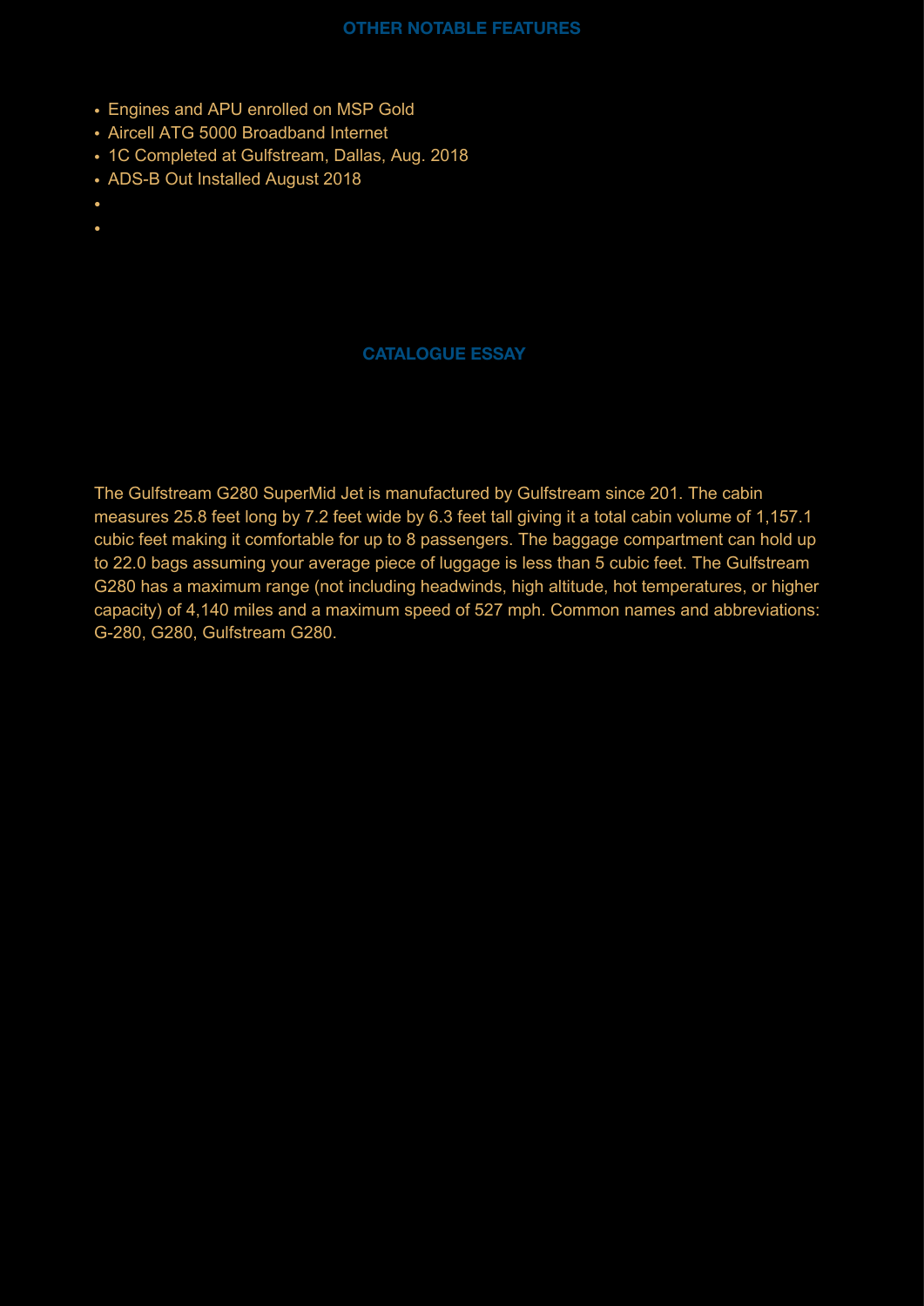## OTHER NOTABLE FEATURES

- Engines and APU enrolled on MSP Gold
- Aircell ATG 5000 Broadband Internet
- 1C Completed at Gulfstream, Dallas, Aug. 2018
- ADS-B Out Installed August 2018
- 
- 

## CATALOGUE ESSAY

The Gulfstream G280 SuperMid Jet is manufactured by Gulfstream since 201. The cabin measures 25.8 feet long by 7.2 feet wide by 6.3 feet tall giving it a total cabin volume of 1,157.1 cubic feet making it comfortable for up to 8 passengers. The baggage compartment can hold up to 22.0 bags assuming your average piece of luggage is less than 5 cubic feet. The Gulfstream G280 has a maximum range (not including headwinds, high altitude, hot temperatures, or higher capacity) of 4,140 miles and a maximum speed of 527 mph. Common names and abbreviations: G-280, G280, Gulfstream G280.